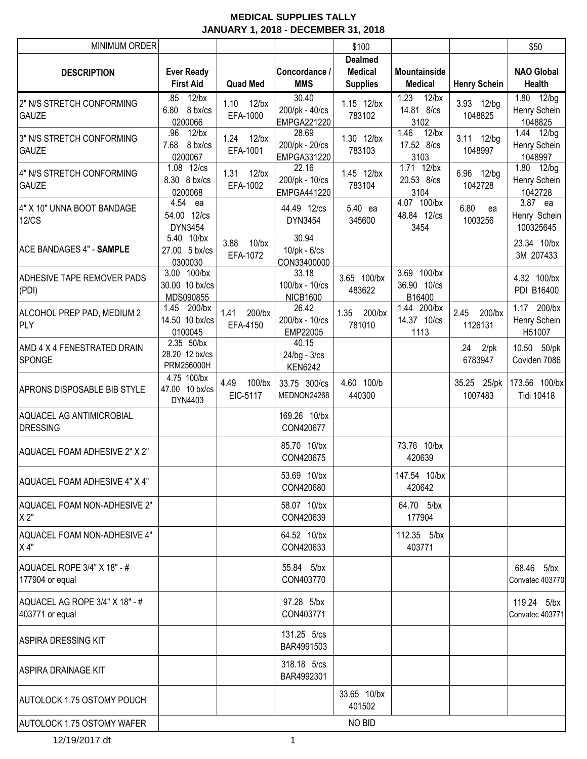**MEDICAL SUPPLIES TALLY**
**JANUARY 1, 2018 - DECEMBER 31, 2018**

| MINIMUM ORDER | | | | $100 | | | $50 |
|---|---|---|---|---|---|---|---|
| **DESCRIPTION** | **Ever Ready First Aid** | **Quad Med** | **Concordance / MMS** | **Dealmed Medical Supplies** | **Mountainside Medical** | **Henry Schein** | **NAO Global Health** |
| 2" N/S STRETCH CONFORMING GAUZE | .85 12/bx 6.80 8 bx/cs 0200066 | 1.10 12/bx EFA-1000 | 30.40 200/pk - 40/cs EMPGA221220 | 1.15 12/bx 783102 | 1.23 12/bx 14.81 8/cs 3102 | 3.93 12/bg 1048825 | 1.80 12/bg Henry Schein 1048825 |
| 3" N/S STRETCH CONFORMING GAUZE | .96 12/bx 7.68 8 bx/cs 0200067 | 1.24 12/bx EFA-1001 | 28.69 200/pk - 20/cs EMPGA331220 | 1.30 12/bx 783103 | 1.46 12/bx 17.52 8/cs 3103 | 3.11 12/bg 1048997 | 1.44 12/bg Henry Schein 1048997 |
| 4" N/S STRETCH CONFORMING GAUZE | 1.08 12/cs 8.30 8 bx/cs 0200068 | 1.31 12/bx EFA-1002 | 22.16 200/pk - 10/cs EMPGA441220 | 1.45 12/bx 783104 | 1.71 12/bx 20.53 8/cs 3104 | 6.96 12/bg 1042728 | 1.80 12/bg Henry Schein 1042728 |
| 4" X 10" UNNA BOOT BANDAGE 12/CS | 4.54 ea 54.00 12/cs DYN3454 | | 44.49 12/cs DYN3454 | 5.40 ea 345600 | 4.07 100/bx 48.84 12/cs 3454 | 6.80 ea 1003256 | 3.87 ea Henry Schein 100325645 |
| ACE BANDAGES 4" - **SAMPLE** | 5.40 10/bx 27.00 5 bx/cs 0300030 | 3.88 10/bx EFA-1072 | 30.94 10/pk - 6/cs CON33400000 | | | | 23.34 10/bx 3M 207433 |
| ADHESIVE TAPE REMOVER PADS (PDI) | 3.00 100/bx 30.00 10 bx/cs MDS090855 | | 33.18 100/bx - 10/cs NICB1600 | 3.65 100/bx 483622 | 3.69 100/bx 36.90 10/cs B16400 | | 4.32 100/bx PDI B16400 |
| ALCOHOL PREP PAD, MEDIUM 2 PLY | 1.45 200/bx 14.50 10 bx/cs 0100045 | 1.41 200/bx EFA-4150 | 26.42 200/bx - 10/cs EMP22005 | 1.35 200/bx 781010 | 1.44 200/bx 14.37 10/cs 1113 | 2.45 200/bx 1126131 | 1.17 200/bx Henry Schein H51007 |
| AMD 4 X 4 FENESTRATED DRAIN SPONGE | 2.35 50/bx 28.20 12 bx/cs PRM256000H | | 40.15 24/bg - 3/cs KEN6242 | | | .24 2/pk 6783947 | 10.50 50/pk Coviden 7086 |
| APRONS DISPOSABLE BIB STYLE | 4.75 100/bx 47.00 10 bx/cs DYN4403 | 4.49 100/bx EIC-5117 | 33.75 300/cs MEDNON24268 | 4.60 100/b 440300 | | 35.25 25/pk 1007483 | 173.56 100/bx Tidi 10418 |
| AQUACEL AG ANTIMICROBIAL DRESSING | | | 169.26 10/bx CON420677 | | | | |
| AQUACEL FOAM ADHESIVE 2" X 2" | | | 85.70 10/bx CON420675 | | 73.76 10/bx 420639 | | |
| AQUACEL FOAM ADHESIVE 4" X 4" | | | 53.69 10/bx CON420680 | | 147.54 10/bx 420642 | | |
| AQUACEL FOAM NON-ADHESIVE 2" X 2" | | | 58.07 10/bx CON420639 | | 64.70 5/bx 177904 | | |
| AQUACEL FOAM NON-ADHESIVE 4" X 4" | | | 64.52 10/bx CON420633 | | 112.35 5/bx 403771 | | |
| AQUACEL ROPE 3/4" X 18" - # 177904 or equal | | | 55.84 5/bx CON403770 | | | | 68.46 5/bx Convatec 403770 |
| AQUACEL AG ROPE 3/4" X 18" - # 403771 or equal | | | 97.28 5/bx CON403771 | | | | 119.24 5/bx Convatec 403771 |
| ASPIRA DRESSING KIT | | | 131.25 5/cs BAR4991503 | | | | |
| ASPIRA DRAINAGE KIT | | | 318.18 5/cs BAR4992301 | | | | |
| AUTOLOCK 1.75 OSTOMY POUCH | | | | 33.65 10/bx 401502 | | | |
| AUTOLOCK 1.75 OSTOMY WAFER | NO BID | | | | | | |

12/19/2017 dt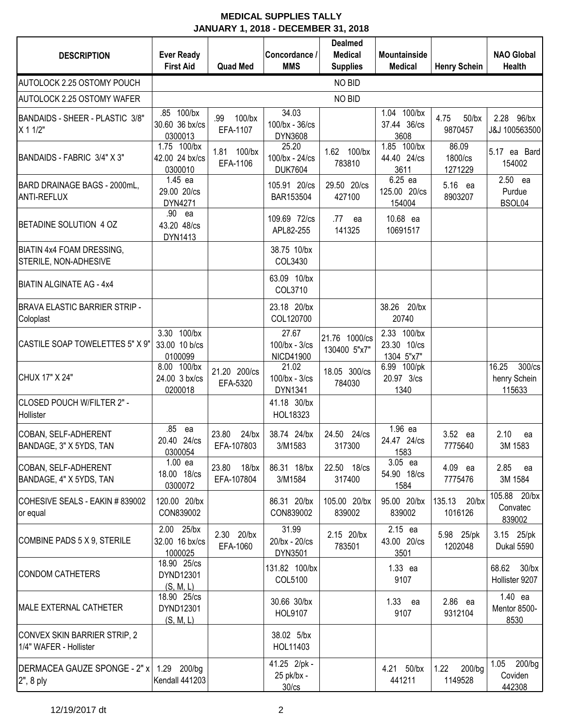**MEDICAL SUPPLIES TALLY**
**JANUARY 1, 2018 - DECEMBER 31, 2018**

| DESCRIPTION | Ever Ready First Aid | Quad Med | Concordance / MMS | Dealmed Medical Supplies | Mountainside Medical | Henry Schein | NAO Global Health |
|---|---|---|---|---|---|---|---|
| AUTOLOCK 2.25 OSTOMY POUCH | | | | NO BID | | | |
| AUTOLOCK 2.25 OSTOMY WAFER | | | | NO BID | | | |
| BANDAIDS - SHEER - PLASTIC 3/8" X 1 1/2" | .85 100/bx 30.60 36 bx/cs 0300013 | .99 100/bx EFA-1107 | 34.03 100/bx - 36/cs DYN3608 | | 1.04 100/bx 37.44 36/cs 3608 | 4.75 50/bx 9870457 | 2.28 96/bx J&J 100563500 |
| BANDAIDS - FABRIC 3/4" X 3" | 1.75 100/bx 42.00 24 bx/cs 0300010 | 1.81 100/bx EFA-1106 | 25.20 100/bx - 24/cs DUK7604 | 1.62 100/bx 783810 | 1.85 100/bx 44.40 24/cs 3611 | 86.09 1800/cs 1271229 | 5.17 ea Bard 154002 |
| BARD DRAINAGE BAGS - 2000mL, ANTI-REFLUX | 1.45 ea 29.00 20/cs DYN4271 | | 105.91 20/cs BAR153504 | 29.50 20/cs 427100 | 6.25 ea 125.00 20/cs 154004 | 5.16 ea 8903207 | 2.50 ea Purdue BSOL04 |
| BETADINE SOLUTION 4 OZ | .90 ea 43.20 48/cs DYN1413 | | 109.69 72/cs APL82-255 | .77 ea 141325 | 10.68 ea 10691517 | | |
| BIATIN 4x4 FOAM DRESSING, STERILE, NON-ADHESIVE | | | 38.75 10/bx COL3430 | | | | |
| BIATIN ALGINATE AG - 4x4 | | | 63.09 10/bx COL3710 | | | | |
| BRAVA ELASTIC BARRIER STRIP - Coloplast | | | 23.18 20/bx COL120700 | | 38.26 20/bx 20740 | | |
| CASTILE SOAP TOWELETTES 5" X 9" | 3.30 100/bx 33.00 10 b/cs 0100099 | | 27.67 100/bx - 3/cs NICD41900 | 21.76 1000/cs 130400 5"x7" | 2.33 100/bx 23.30 10/cs 1304 5"x7" | | |
| CHUX 17" X 24" | 8.00 100/bx 24.00 3 bx/cs 0200018 | 21.20 200/cs EFA-5320 | 21.02 100/bx - 3/cs DYN1341 | 18.05 300/cs 784030 | 6.99 100/pk 20.97 3/cs 1340 | | 16.25 300/cs henry Schein 115633 |
| CLOSED POUCH W/FILTER 2" - Hollister | | | 41.18 30/bx HOL18323 | | | | |
| COBAN, SELF-ADHERENT BANDAGE, 3" X 5YDS, TAN | .85 ea 20.40 24/cs 0300054 | 23.80 24/bx EFA-107803 | 38.74 24/bx 3/M1583 | 24.50 24/cs 317300 | 1.96 ea 24.47 24/cs 1583 | 3.52 ea 7775640 | 2.10 ea 3M 1583 |
| COBAN, SELF-ADHERENT BANDAGE, 4" X 5YDS, TAN | 1.00 ea 18.00 18/cs 0300072 | 23.80 18/bx EFA-107804 | 86.31 18/bx 3/M1584 | 22.50 18/cs 317400 | 3.05 ea 54.90 18/cs 1584 | 4.09 ea 7775476 | 2.85 ea 3M 1584 |
| COHESIVE SEALS - EAKIN # 839002 or equal | 120.00 20/bx CON839002 | | 86.31 20/bx CON839002 | 105.00 20/bx 839002 | 95.00 20/bx 839002 | 135.13 20/bx 1016126 | 105.88 20/bx Convatec 839002 |
| COMBINE PADS 5 X 9, STERILE | 2.00 25/bx 32.00 16 bx/cs 1000025 | 2.30 20/bx EFA-1060 | 31.99 20/bx - 20/cs DYN3501 | 2.15 20/bx 783501 | 2.15 ea 43.00 20/cs 3501 | 5.98 25/pk 1202048 | 3.15 25/pk Dukal 5590 |
| CONDOM CATHETERS | 18.90 25/cs DYND12301 (S, M, L) | | 131.82 100/bx COL5100 | | 1.33 ea 9107 | | 68.62 30/bx Hollister 9207 |
| MALE EXTERNAL CATHETER | 18.90 25/cs DYND12301 (S, M, L) | | 30.66 30/bx HOL9107 | | 1.33 ea 9107 | 2.86 ea 9312104 | 1.40 ea Mentor 8500-8530 |
| CONVEX SKIN BARRIER STRIP, 2 1/4" WAFER - Hollister | | | 38.02 5/bx HOL11403 | | | | |
| DERMACEA GAUZE SPONGE - 2" x 2", 8 ply | 1.29 200/bg Kendall 441203 | | 41.25 2/pk - 25 pk/bx - 30/cs | | 4.21 50/bx 441211 | 1.22 200/bg 1149528 | 1.05 200/bg Coviden 442308 |

12/19/2017 dt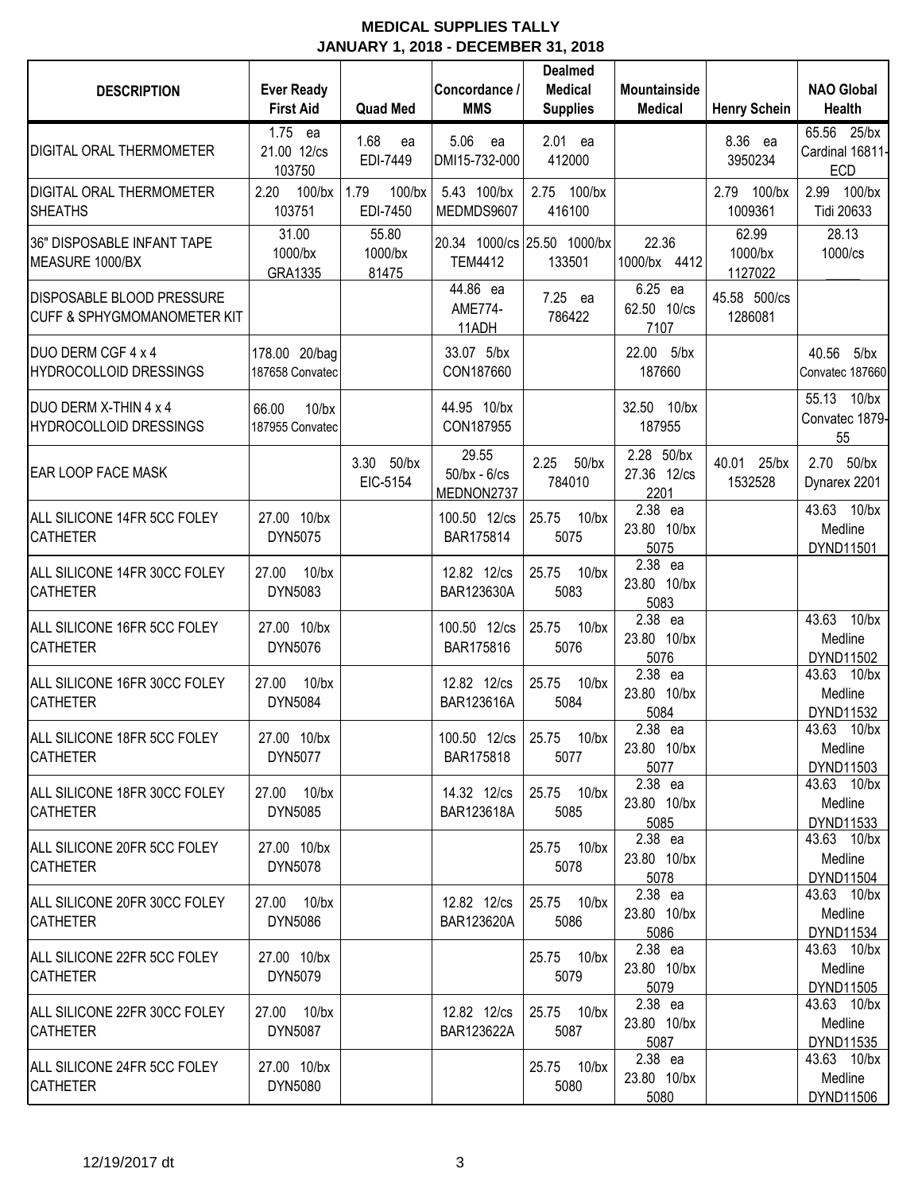**MEDICAL SUPPLIES TALLY**
**JANUARY 1, 2018 - DECEMBER 31, 2018**

| DESCRIPTION | Ever Ready First Aid | Quad Med | Concordance / MMS | Dealmed Medical Supplies | Mountainside Medical | Henry Schein | NAO Global Health |
|---|---|---|---|---|---|---|---|
| DIGITAL ORAL THERMOMETER | 1.75 ea 21.00 12/cs 103750 | 1.68 ea EDI-7449 | 5.06 ea DMI15-732-000 | 2.01 ea 412000 | | 8.36 ea 3950234 | 65.56 25/bx Cardinal 16811-ECD |
| DIGITAL ORAL THERMOMETER SHEATHS | 2.20 100/bx 103751 | 1.79 100/bx EDI-7450 | 5.43 100/bx MEDMDS9607 | 2.75 100/bx 416100 | | 2.79 100/bx 1009361 | 2.99 100/bx Tidi 20633 |
| 36" DISPOSABLE INFANT TAPE MEASURE 1000/BX | 31.00 1000/bx GRA1335 | 55.80 1000/bx 81475 | 20.34 1000/cs TEM4412 | 25.50 1000/bx 133501 | 22.36 1000/bx 4412 | 62.99 1000/bx 1127022 | 28.13 1000/cs _____ |
| DISPOSABLE BLOOD PRESSURE CUFF & SPHYGMOMANOMETER KIT | | | 44.86 ea AME774-11ADH | 7.25 ea 786422 | 6.25 ea 62.50 10/cs 7107 | 45.58 500/cs 1286081 | |
| DUO DERM CGF 4 x 4 HYDROCOLLOID DRESSINGS | 178.00 20/bag 187658 Convatec | | 33.07 5/bx CON187660 | | 22.00 5/bx 187660 | | 40.56 5/bx Convatec 187660 |
| DUO DERM X-THIN 4 x 4 HYDROCOLLOID DRESSINGS | 66.00 10/bx 187955 Convatec | | 44.95 10/bx CON187955 | | 32.50 10/bx 187955 | | 55.13 10/bx Convatec 1879-55 |
| EAR LOOP FACE MASK | | 3.30 50/bx EIC-5154 | 29.55 50/bx - 6/cs MEDNON2737 | 2.25 50/bx 784010 | 2.28 50/bx 27.36 12/cs 2201 | 40.01 25/bx 1532528 | 2.70 50/bx Dynarex 2201 |
| ALL SILICONE 14FR 5CC FOLEY CATHETER | 27.00 10/bx DYN5075 | | 100.50 12/cs BAR175814 | 25.75 10/bx 5075 | 2.38 ea 23.80 10/bx 5075 | | 43.63 10/bx Medline DYND11501 |
| ALL SILICONE 14FR 30CC FOLEY CATHETER | 27.00 10/bx DYN5083 | | 12.82 12/cs BAR123630A | 25.75 10/bx 5083 | 2.38 ea 23.80 10/bx 5083 | | |
| ALL SILICONE 16FR 5CC FOLEY CATHETER | 27.00 10/bx DYN5076 | | 100.50 12/cs BAR175816 | 25.75 10/bx 5076 | 2.38 ea 23.80 10/bx 5076 | | 43.63 10/bx Medline DYND11502 |
| ALL SILICONE 16FR 30CC FOLEY CATHETER | 27.00 10/bx DYN5084 | | 12.82 12/cs BAR123616A | 25.75 10/bx 5084 | 2.38 ea 23.80 10/bx 5084 | | 43.63 10/bx Medline DYND11532 |
| ALL SILICONE 18FR 5CC FOLEY CATHETER | 27.00 10/bx DYN5077 | | 100.50 12/cs BAR175818 | 25.75 10/bx 5077 | 2.38 ea 23.80 10/bx 5077 | | 43.63 10/bx Medline DYND11503 |
| ALL SILICONE 18FR 30CC FOLEY CATHETER | 27.00 10/bx DYN5085 | | 14.32 12/cs BAR123618A | 25.75 10/bx 5085 | 2.38 ea 23.80 10/bx 5085 | | 43.63 10/bx Medline DYND11533 |
| ALL SILICONE 20FR 5CC FOLEY CATHETER | 27.00 10/bx DYN5078 | | | 25.75 10/bx 5078 | 2.38 ea 23.80 10/bx 5078 | | 43.63 10/bx Medline DYND11504 |
| ALL SILICONE 20FR 30CC FOLEY CATHETER | 27.00 10/bx DYN5086 | | 12.82 12/cs BAR123620A | 25.75 10/bx 5086 | 2.38 ea 23.80 10/bx 5086 | | 43.63 10/bx Medline DYND11534 |
| ALL SILICONE 22FR 5CC FOLEY CATHETER | 27.00 10/bx DYN5079 | | | 25.75 10/bx 5079 | 2.38 ea 23.80 10/bx 5079 | | 43.63 10/bx Medline DYND11505 |
| ALL SILICONE 22FR 30CC FOLEY CATHETER | 27.00 10/bx DYN5087 | | 12.82 12/cs BAR123622A | 25.75 10/bx 5087 | 2.38 ea 23.80 10/bx 5087 | | 43.63 10/bx Medline DYND11535 |
| ALL SILICONE 24FR 5CC FOLEY CATHETER | 27.00 10/bx DYN5080 | | | 25.75 10/bx 5080 | 2.38 ea 23.80 10/bx 5080 | | 43.63 10/bx Medline DYND11506 |

12/19/2017 dt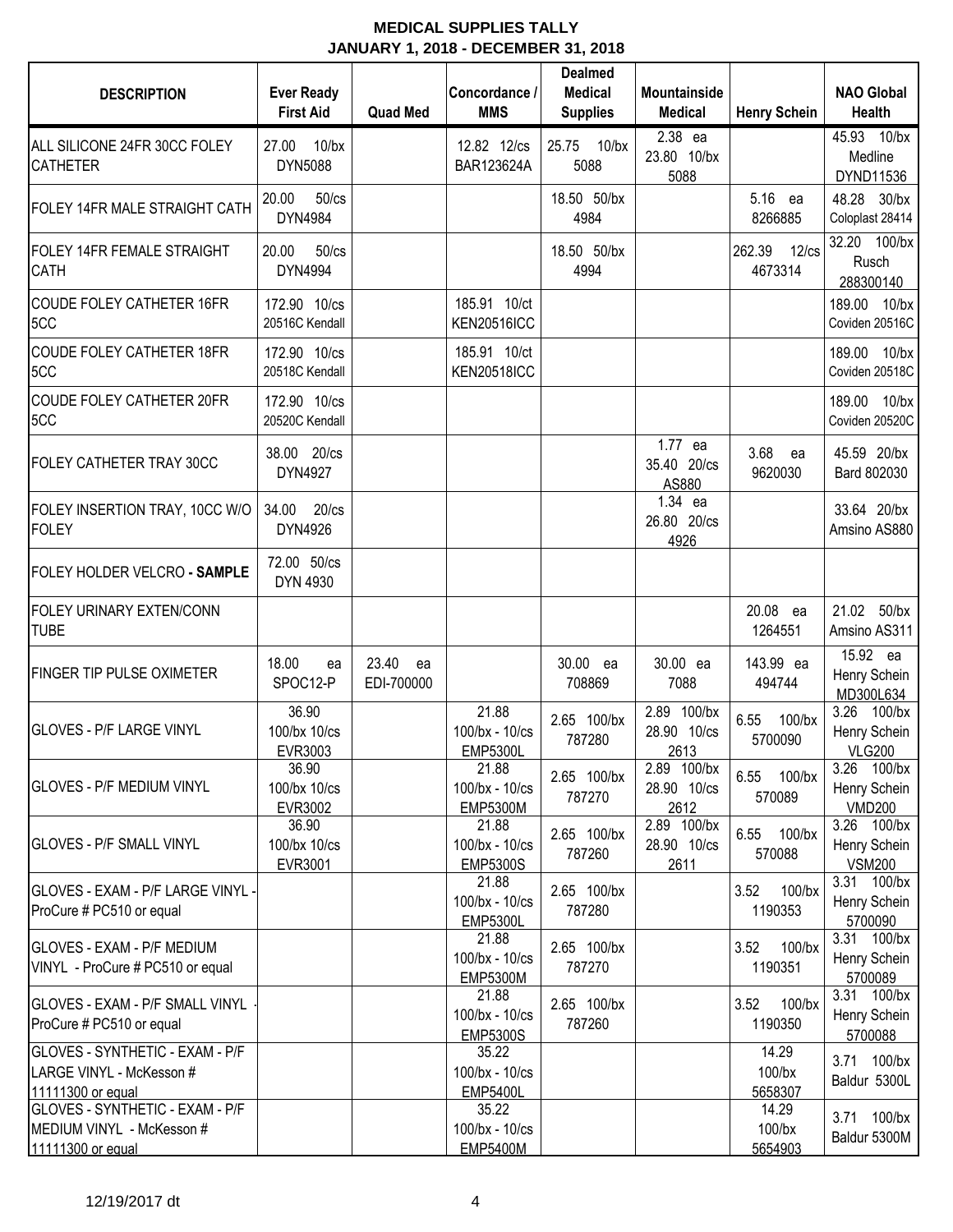# MEDICAL SUPPLIES TALLY
## JANUARY 1, 2018 - DECEMBER 31, 2018

| DESCRIPTION | Ever Ready First Aid | Quad Med | Concordance / MMS | Dealmed Medical Supplies | Mountainside Medical | Henry Schein | NAO Global Health |
|---|---|---|---|---|---|---|---|
| ALL SILICONE 24FR 30CC FOLEY CATHETER | 27.00 10/bx DYN5088 | | 12.82 12/cs BAR123624A | 25.75 10/bx 5088 | 2.38 ea 23.80 10/bx 5088 | | 45.93 10/bx Medline DYND11536 |
| FOLEY 14FR MALE STRAIGHT CATH | 20.00 50/cs DYN4984 | | | 18.50 50/bx 4984 | | 5.16 ea 8266885 | 48.28 30/bx Coloplast 28414 |
| FOLEY 14FR FEMALE STRAIGHT CATH | 20.00 50/cs DYN4994 | | | 18.50 50/bx 4994 | | 262.39 12/cs 4673314 | 32.20 100/bx Rusch 288300140 |
| COUDE FOLEY CATHETER 16FR 5CC | 172.90 10/cs 20516C Kendall | | 185.91 10/ct KEN20516ICC | | | | 189.00 10/bx Coviden 20516C |
| COUDE FOLEY CATHETER 18FR 5CC | 172.90 10/cs 20518C Kendall | | 185.91 10/ct KEN20518ICC | | | | 189.00 10/bx Coviden 20518C |
| COUDE FOLEY CATHETER 20FR 5CC | 172.90 10/cs 20520C Kendall | | | | | | 189.00 10/bx Coviden 20520C |
| FOLEY CATHETER TRAY 30CC | 38.00 20/cs DYN4927 | | | | 1.77 ea 35.40 20/cs AS880 | 3.68 ea 9620030 | 45.59 20/bx Bard 802030 |
| FOLEY INSERTION TRAY, 10CC W/O FOLEY | 34.00 20/cs DYN4926 | | | | 1.34 ea 26.80 20/cs 4926 | | 33.64 20/bx Amsino AS880 |
| FOLEY HOLDER VELCRO **- SAMPLE** | 72.00 50/cs DYN 4930 | | | | | | |
| FOLEY URINARY EXTEN/CONN TUBE | | | | | | 20.08 ea 1264551 | 21.02 50/bx Amsino AS311 |
| FINGER TIP PULSE OXIMETER | 18.00 ea SPOC12-P | 23.40 ea EDI-700000 | | 30.00 ea 708869 | 30.00 ea 7088 | 143.99 ea 494744 | 15.92 ea Henry Schein MD300L634 |
| GLOVES - P/F LARGE VINYL | 36.90 100/bx 10/cs EVR3003 | | 21.88 100/bx - 10/cs EMP5300L | 2.65 100/bx 787280 | 2.89 100/bx 28.90 10/cs 2613 | 6.55 100/bx 5700090 | 3.26 100/bx Henry Schein VLG200 |
| GLOVES - P/F MEDIUM VINYL | 36.90 100/bx 10/cs EVR3002 | | 21.88 100/bx - 10/cs EMP5300M | 2.65 100/bx 787270 | 2.89 100/bx 28.90 10/cs 2612 | 6.55 100/bx 570089 | 3.26 100/bx Henry Schein VMD200 |
| GLOVES - P/F SMALL VINYL | 36.90 100/bx 10/cs EVR3001 | | 21.88 100/bx - 10/cs EMP5300S | 2.65 100/bx 787260 | 2.89 100/bx 28.90 10/cs 2611 | 6.55 100/bx 570088 | 3.26 100/bx Henry Schein VSM200 |
| GLOVES - EXAM - P/F LARGE VINYL - ProCure # PC510 or equal | | | 21.88 100/bx - 10/cs EMP5300L | 2.65 100/bx 787280 | | 3.52 100/bx 1190353 | 3.31 100/bx Henry Schein 5700090 |
| GLOVES - EXAM - P/F MEDIUM VINYL - ProCure # PC510 or equal | | | 21.88 100/bx - 10/cs EMP5300M | 2.65 100/bx 787270 | | 3.52 100/bx 1190351 | 3.31 100/bx Henry Schein 5700089 |
| GLOVES - EXAM - P/F SMALL VINYL - ProCure # PC510 or equal | | | 21.88 100/bx - 10/cs EMP5300S | 2.65 100/bx 787260 | | 3.52 100/bx 1190350 | 3.31 100/bx Henry Schein 5700088 |
| GLOVES - SYNTHETIC - EXAM - P/F LARGE VINYL - McKesson # 11111300 or equal | | | 35.22 100/bx - 10/cs EMP5400L | | | 14.29 100/bx 5658307 | 3.71 100/bx Baldur 5300L |
| GLOVES - SYNTHETIC - EXAM - P/F MEDIUM VINYL - McKesson # 11111300 or equal | | | 35.22 100/bx - 10/cs EMP5400M | | | 14.29 100/bx 5654903 | 3.71 100/bx Baldur 5300M |

12/19/2017 dt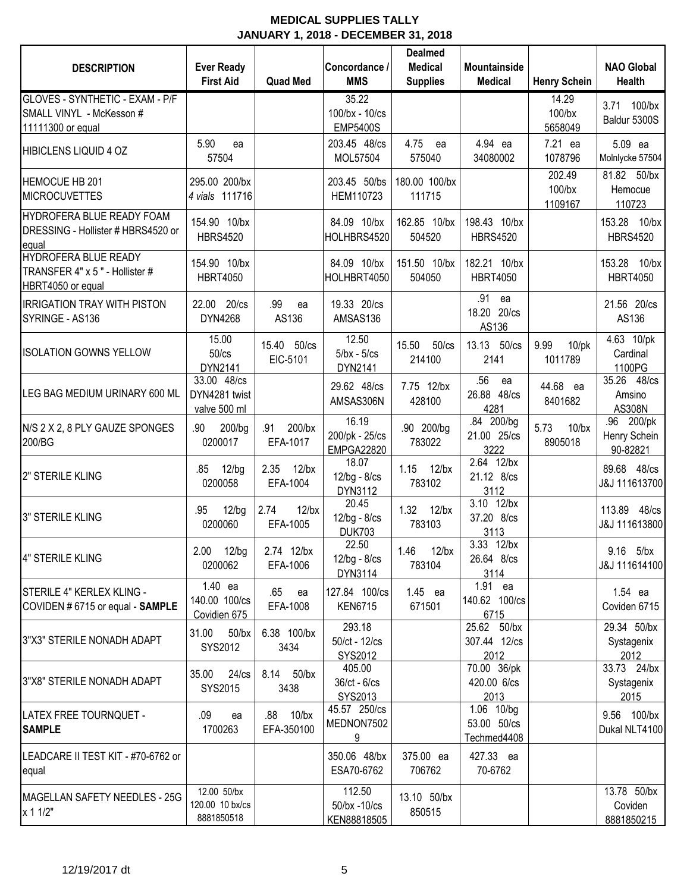**MEDICAL SUPPLIES TALLY**
**JANUARY 1, 2018 - DECEMBER 31, 2018**

| DESCRIPTION | Ever Ready First Aid | Quad Med | Concordance / MMS | Dealmed Medical Supplies | Mountainside Medical | Henry Schein | NAO Global Health |
|---|---|---|---|---|---|---|---|
| GLOVES - SYNTHETIC - EXAM - P/F SMALL VINYL - McKesson # 11111300 or equal | | | 35.22 100/bx - 10/cs EMP5400S | | | 14.29 100/bx 5658049 | 3.71 100/bx Baldur 5300S |
| HIBICLENS LIQUID 4 OZ | 5.90 ea 57504 | | 203.45 48/cs MOL57504 | 4.75 ea 575040 | 4.94 ea 34080002 | 7.21 ea 1078796 | 5.09 ea Molnlycke 57504 |
| HEMOCUE HB 201 MICROCUVETTES | 295.00 200/bx *4 vials* 111716 | | 203.45 50/bs HEM110723 | 180.00 100/bx 111715 | | 202.49 100/bx 1109167 | 81.82 50/bx Hemocue 110723 |
| HYDROFERA BLUE READY FOAM DRESSING - Hollister # HBRS4520 or equal | 154.90 10/bx HBRS4520 | | 84.09 10/bx HOLHBRS4520 | 162.85 10/bx 504520 | 198.43 10/bx HBRS4520 | | 153.28 10/bx HBRS4520 |
| HYDROFERA BLUE READY TRANSFER 4" x 5 " - Hollister # HBRT4050 or equal | 154.90 10/bx HBRT4050 | | 84.09 10/bx HOLHBRT4050 | 151.50 10/bx 504050 | 182.21 10/bx HBRT4050 | | 153.28 10/bx HBRT4050 |
| IRRIGATION TRAY WITH PISTON SYRINGE - AS136 | 22.00 20/cs DYN4268 | .99 ea AS136 | 19.33 20/cs AMSAS136 | | .91 ea 18.20 20/cs AS136 | | 21.56 20/cs AS136 |
| ISOLATION GOWNS YELLOW | 15.00 50/cs DYN2141 | 15.40 50/cs EIC-5101 | 12.50 5/bx - 5/cs DYN2141 | 15.50 50/cs 214100 | 13.13 50/cs 2141 | 9.99 10/pk 1011789 | 4.63 10/pk Cardinal 1100PG |
| LEG BAG MEDIUM URINARY 600 ML | 33.00 48/cs DYN4281 twist valve 500 ml | | 29.62 48/cs AMSAS306N | 7.75 12/bx 428100 | .56 ea 26.88 48/cs 4281 | 44.68 ea 8401682 | 35.26 48/cs Amsino AS308N |
| N/S 2 X 2, 8 PLY GAUZE SPONGES 200/BG | .90 200/bg 0200017 | .91 200/bx EFA-1017 | 16.19 200/pk - 25/cs EMPGA22820 | .90 200/bg 783022 | .84 200/bg 21.00 25/cs 3222 | 5.73 10/bx 8905018 | .96 200/pk Henry Schein 90-82821 |
| 2" STERILE KLING | .85 12/bg 0200058 | 2.35 12/bx EFA-1004 | 18.07 12/bg - 8/cs DYN3112 | 1.15 12/bx 783102 | 2.64 12/bx 21.12 8/cs 3112 | | 89.68 48/cs J&J 111613700 |
| 3" STERILE KLING | .95 12/bg 0200060 | 2.74 12/bx EFA-1005 | 20.45 12/bg - 8/cs DUK703 | 1.32 12/bx 783103 | 3.10 12/bx 37.20 8/cs 3113 | | 113.89 48/cs J&J 111613800 |
| 4" STERILE KLING | 2.00 12/bg 0200062 | 2.74 12/bx EFA-1006 | 22.50 12/bg - 8/cs DYN3114 | 1.46 12/bx 783104 | 3.33 12/bx 26.64 8/cs 3114 | | 9.16 5/bx J&J 111614100 |
| STERILE 4" KERLEX KLING - COVIDEN # 6715 or equal - **SAMPLE** | 1.40 ea 140.00 100/cs Covidien 675 | .65 ea EFA-1008 | 127.84 100/cs KEN6715 | 1.45 ea 671501 | 1.91 ea 140.62 100/cs 6715 | | 1.54 ea Coviden 6715 |
| 3"X3" STERILE NONADH ADAPT | 31.00 50/bx SYS2012 | 6.38 100/bx 3434 | 293.18 50/ct - 12/cs SYS2012 | | 25.62 50/bx 307.44 12/cs 2012 | | 29.34 50/bx Systagenix 2012 |
| 3"X8" STERILE NONADH ADAPT | 35.00 24/cs SYS2015 | 8.14 50/bx 3438 | 405.00 36/ct - 6/cs SYS2013 | | 70.00 36/pk 420.00 6/cs 2013 | | 33.73 24/bx Systagenix 2015 |
| LATEX FREE TOURNQUET - **SAMPLE** | .09 ea 1700263 | .88 10/bx EFA-350100 | 45.57 250/cs MEDNON75029 | | 1.06 10/bg 53.00 50/cs Techmed4408 | | 9.56 100/bx Dukal NLT4100 |
| LEADCARE II TEST KIT - #70-6762 or equal | | | 350.06 48/bx ESA70-6762 | 375.00 ea 706762 | 427.33 ea 70-6762 | | |
| MAGELLAN SAFETY NEEDLES - 25G x 1 1/2" | 12.00 50/bx 120.00 10 bx/cs 8881850518 | | 112.50 50/bx -10/cs KEN88818505 | 13.10 50/bx 850515 | | | 13.78 50/bx Coviden 8881850215 |

12/19/2017 dt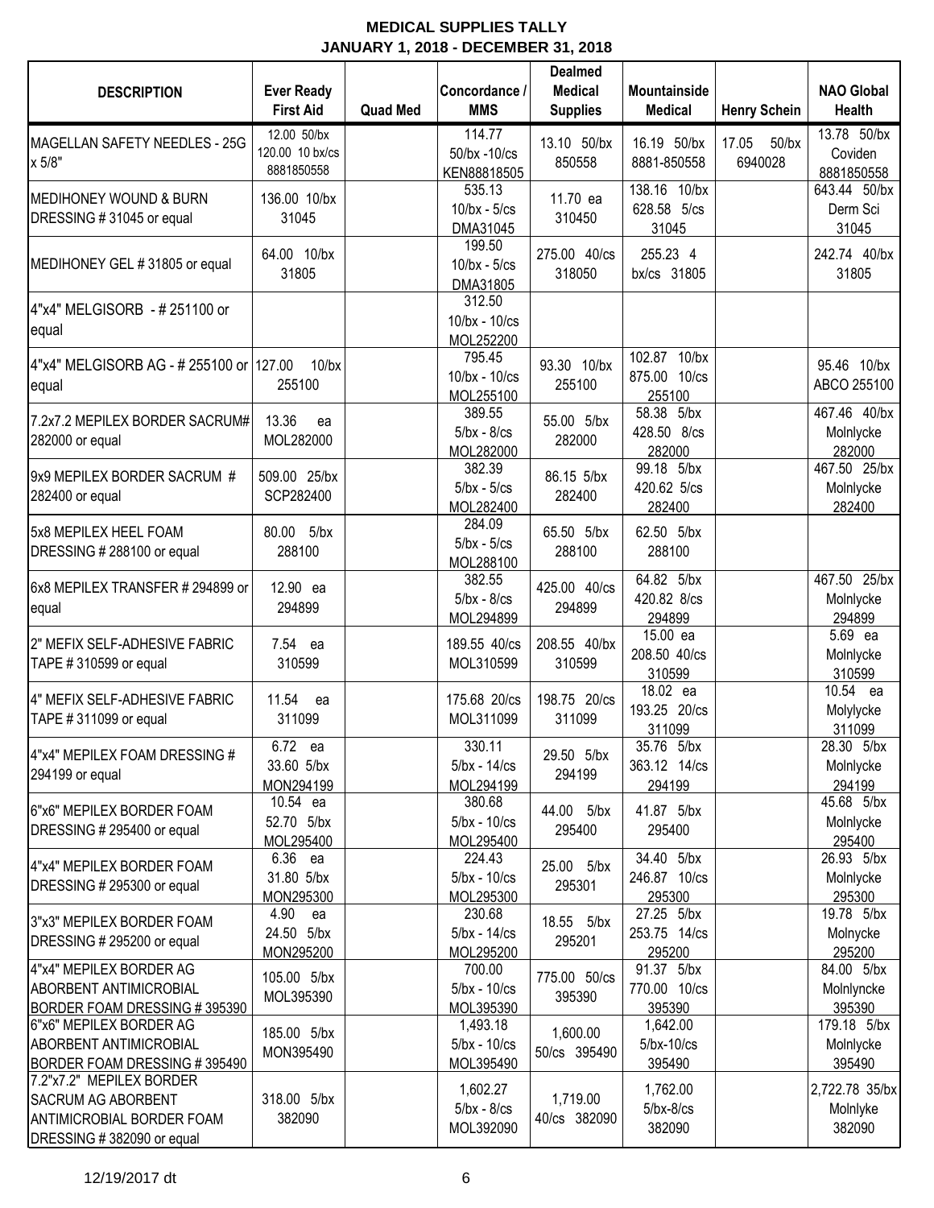# MEDICAL SUPPLIES TALLY
## JANUARY 1, 2018 - DECEMBER 31, 2018

| DESCRIPTION | Ever Ready First Aid | Quad Med | Concordance / MMS | Dealmed Medical Supplies | Mountainside Medical | Henry Schein | NAO Global Health |
|---|---|---|---|---|---|---|---|
| MAGELLAN SAFETY NEEDLES - 25G x 5/8" | 12.00 50/bx 120.00 10 bx/cs 8881850558 | | 114.77 50/bx -10/cs KEN88818505 | 13.10 50/bx 850558 | 16.19 50/bx 8881-850558 | 17.05 50/bx 6940028 | 13.78 50/bx Coviden 8881850558 |
| MEDIHONEY WOUND & BURN DRESSING # 31045 or equal | 136.00 10/bx 31045 | | 535.13 10/bx - 5/cs DMA31045 | 11.70 ea 310450 | 138.16 10/bx 628.58 5/cs 31045 | | 643.44 50/bx Derm Sci 31045 |
| MEDIHONEY GEL # 31805 or equal | 64.00 10/bx 31805 | | 199.50 10/bx - 5/cs DMA31805 | 275.00 40/cs 318050 | 255.23 4 bx/cs 31805 | | 242.74 40/bx 31805 |
| 4"x4" MELGISORB - # 251100 or equal | | | 312.50 10/bx - 10/cs MOL252200 | | | | |
| 4"x4" MELGISORB AG - # 255100 or equal | 127.00 10/bx 255100 | | 795.45 10/bx - 10/cs MOL255100 | 93.30 10/bx 255100 | 102.87 10/bx 875.00 10/cs 255100 | | 95.46 10/bx ABCO 255100 |
| 7.2x7.2 MEPILEX BORDER SACRUM# 282000 or equal | 13.36 ea MOL282000 | | 389.55 5/bx - 8/cs MOL282000 | 55.00 5/bx 282000 | 58.38 5/bx 428.50 8/cs 282000 | | 467.46 40/bx Molnlycke 282000 |
| 9x9 MEPILEX BORDER SACRUM # 282400 or equal | 509.00 25/bx SCP282400 | | 382.39 5/bx - 5/cs MOL282400 | 86.15 5/bx 282400 | 99.18 5/bx 420.62 5/cs 282400 | | 467.50 25/bx Molnlycke 282400 |
| 5x8 MEPILEX HEEL FOAM DRESSING # 288100 or equal | 80.00 5/bx 288100 | | 284.09 5/bx - 5/cs MOL288100 | 65.50 5/bx 288100 | 62.50 5/bx 288100 | | |
| 6x8 MEPILEX TRANSFER # 294899 or equal | 12.90 ea 294899 | | 382.55 5/bx - 8/cs MOL294899 | 425.00 40/cs 294899 | 64.82 5/bx 420.82 8/cs 294899 | | 467.50 25/bx Molnlycke 294899 |
| 2" MEFIX SELF-ADHESIVE FABRIC TAPE # 310599 or equal | 7.54 ea 310599 | | 189.55 40/cs MOL310599 | 208.55 40/bx 310599 | 15.00 ea 208.50 40/cs 310599 | | 5.69 ea Molnlycke 310599 |
| 4" MEFIX SELF-ADHESIVE FABRIC TAPE # 311099 or equal | 11.54 ea 311099 | | 175.68 20/cs MOL311099 | 198.75 20/cs 311099 | 18.02 ea 193.25 20/cs 311099 | | 10.54 ea Molylycke 311099 |
| 4"x4" MEPILEX FOAM DRESSING # 294199 or equal | 6.72 ea 33.60 5/bx MON294199 | | 330.11 5/bx - 14/cs MOL294199 | 29.50 5/bx 294199 | 35.76 5/bx 363.12 14/cs 294199 | | 28.30 5/bx Molnlycke 294199 |
| 6"x6" MEPILEX BORDER FOAM DRESSING # 295400 or equal | 10.54 ea 52.70 5/bx MOL295400 | | 380.68 5/bx - 10/cs MOL295400 | 44.00 5/bx 295400 | 41.87 5/bx 295400 | | 45.68 5/bx Molnlycke 295400 |
| 4"x4" MEPILEX BORDER FOAM DRESSING # 295300 or equal | 6.36 ea 31.80 5/bx MON295300 | | 224.43 5/bx - 10/cs MOL295300 | 25.00 5/bx 295301 | 34.40 5/bx 246.87 10/cs 295300 | | 26.93 5/bx Molnlycke 295300 |
| 3"x3" MEPILEX BORDER FOAM DRESSING # 295200 or equal | 4.90 ea 24.50 5/bx MON295200 | | 230.68 5/bx - 14/cs MOL295200 | 18.55 5/bx 295201 | 27.25 5/bx 253.75 14/cs 295200 | | 19.78 5/bx Molnycke 295200 |
| 4"x4" MEPILEX BORDER AG ABORBENT ANTIMICROBIAL BORDER FOAM DRESSING # 395390 | 105.00 5/bx MOL395390 | | 700.00 5/bx - 10/cs MOL395390 | 775.00 50/cs 395390 | 91.37 5/bx 770.00 10/cs 395390 | | 84.00 5/bx Molnlyncke 395390 |
| 6"x6" MEPILEX BORDER AG ABORBENT ANTIMICROBIAL BORDER FOAM DRESSING # 395490 | 185.00 5/bx MON395490 | | 1,493.18 5/bx - 10/cs MOL395490 | 1,600.00 50/cs 395490 | 1,642.00 5/bx-10/cs 395490 | | 179.18 5/bx Molnlycke 395490 |
| 7.2"x7.2" MEPILEX BORDER SACRUM AG ABORBENT ANTIMICROBIAL BORDER FOAM DRESSING # 382090 or equal | 318.00 5/bx 382090 | | 1,602.27 5/bx - 8/cs MOL392090 | 1,719.00 40/cs 382090 | 1,762.00 5/bx-8/cs 382090 | | 2,722.78 35/bx Molnlyke 382090 |

12/19/2017 dt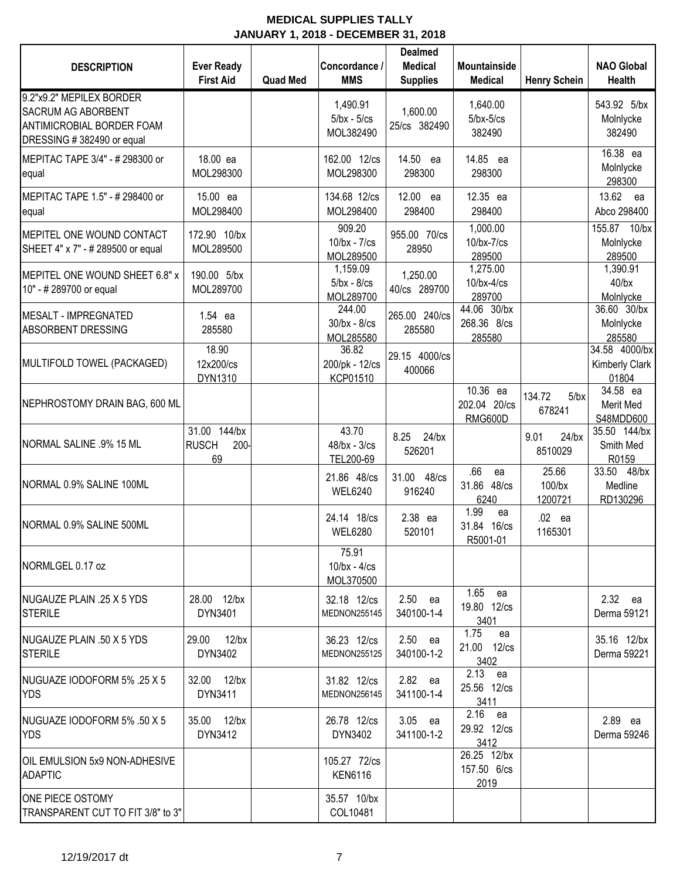**MEDICAL SUPPLIES TALLY**
**JANUARY 1, 2018 - DECEMBER 31, 2018**

| DESCRIPTION | Ever Ready First Aid | Quad Med | Concordance / MMS | Dealmed Medical Supplies | Mountainside Medical | Henry Schein | NAO Global Health |
|---|---|---|---|---|---|---|---|
| 9.2"x9.2" MEPILEX BORDER SACRUM AG ABORBENT ANTIMICROBIAL BORDER FOAM DRESSING # 382490 or equal | | | 1,490.91 5/bx - 5/cs MOL382490 | 1,600.00 25/cs 382490 | 1,640.00 5/bx-5/cs 382490 | | 543.92 5/bx Molnlycke 382490 |
| MEPITAC TAPE 3/4" - # 298300 or equal | 18.00 ea MOL298300 | | 162.00 12/cs MOL298300 | 14.50 ea 298300 | 14.85 ea 298300 | | 16.38 ea Molnlycke 298300 |
| MEPITAC TAPE 1.5" - # 298400 or equal | 15.00 ea MOL298400 | | 134.68 12/cs MOL298400 | 12.00 ea 298400 | 12.35 ea 298400 | | 13.62 ea Abco 298400 |
| MEPITEL ONE WOUND CONTACT SHEET 4" x 7" - # 289500 or equal | 172.90 10/bx MOL289500 | | 909.20 10/bx - 7/cs MOL289500 | 955.00 70/cs 28950 | 1,000.00 10/bx-7/cs 289500 | | 155.87 10/bx Molnlycke 289500 |
| MEPITEL ONE WOUND SHEET 6.8" x 10" - # 289700 or equal | 190.00 5/bx MOL289700 | | 1,159.09 5/bx - 8/cs MOL289700 | 1,250.00 40/cs 289700 | 1,275.00 10/bx-4/cs 289700 | | 1,390.91 40/bx Molnlycke |
| MESALT - IMPREGNATED ABSORBENT DRESSING | 1.54 ea 285580 | | 244.00 30/bx - 8/cs MOL285580 | 265.00 240/cs 285580 | 44.06 30/bx 268.36 8/cs 285580 | | 36.60 30/bx Molnlycke 285580 |
| MULTIFOLD TOWEL (PACKAGED) | 18.90 12x200/cs DYN1310 | | 36.82 200/pk - 12/cs KCP01510 | 29.15 4000/cs 400066 | | | 34.58 4000/bx Kimberly Clark 01804 |
| NEPHROSTOMY DRAIN BAG, 600 ML | | | | | 10.36 ea 202.04 20/cs RMG600D | 134.72 5/bx 678241 | 34.58 ea Merit Med S48MDD600 |
| NORMAL SALINE .9% 15 ML | 31.00 144/bx RUSCH 200-69 | | 43.70 48/bx - 3/cs TEL200-69 | 8.25 24/bx 526201 | | 9.01 24/bx 8510029 | 35.50 144/bx Smith Med R0159 |
| NORMAL 0.9% SALINE 100ML | | | 21.86 48/cs WEL6240 | 31.00 48/cs 916240 | .66 ea 31.86 48/cs 6240 | 25.66 100/bx 1200721 | 33.50 48/bx Medline RD130296 |
| NORMAL 0.9% SALINE 500ML | | | 24.14 18/cs WEL6280 | 2.38 ea 520101 | 1.99 ea 31.84 16/cs R5001-01 | .02 ea 1165301 | |
| NORMLGEL 0.17 oz | | | 75.91 10/bx - 4/cs MOL370500 | | | | |
| NUGAUZE PLAIN .25 X 5 YDS STERILE | 28.00 12/bx DYN3401 | | 32.18 12/cs MEDNON255145 | 2.50 ea 340100-1-4 | 1.65 ea 19.80 12/cs 3401 | | 2.32 ea Derma 59121 |
| NUGAUZE PLAIN .50 X 5 YDS STERILE | 29.00 12/bx DYN3402 | | 36.23 12/cs MEDNON255125 | 2.50 ea 340100-1-2 | 1.75 ea 21.00 12/cs 3402 | | 35.16 12/bx Derma 59221 |
| NUGUAZE IODOFORM 5% .25 X 5 YDS | 32.00 12/bx DYN3411 | | 31.82 12/cs MEDNON256145 | 2.82 ea 341100-1-4 | 2.13 ea 25.56 12/cs 3411 | | |
| NUGUAZE IODOFORM 5% .50 X 5 YDS | 35.00 12/bx DYN3412 | | 26.78 12/cs DYN3402 | 3.05 ea 341100-1-2 | 2.16 ea 29.92 12/cs 3412 | | 2.89 ea Derma 59246 |
| OIL EMULSION 5x9 NON-ADHESIVE ADAPTIC | | | 105.27 72/cs KEN6116 | | 26.25 12/bx 157.50 6/cs 2019 | | |
| ONE PIECE OSTOMY TRANSPARENT CUT TO FIT 3/8" to 3" | | | 35.57 10/bx COL10481 | | | | |

12/19/2017 dt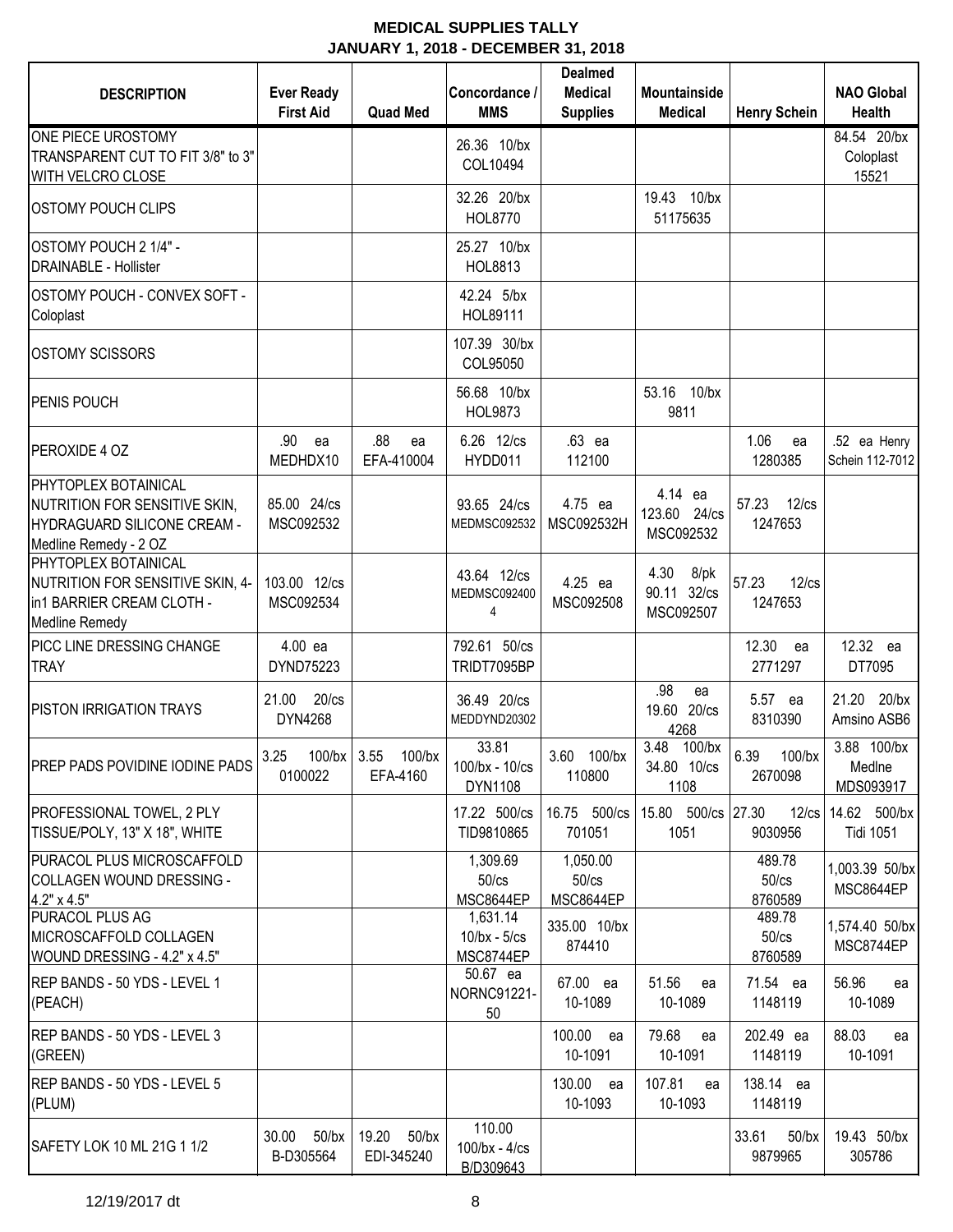**MEDICAL SUPPLIES TALLY**
**JANUARY 1, 2018 - DECEMBER 31, 2018**

| DESCRIPTION | Ever Ready First Aid | Quad Med | Concordance / MMS | Dealmed Medical Supplies | Mountainside Medical | Henry Schein | NAO Global Health |
|---|---|---|---|---|---|---|---|
| ONE PIECE UROSTOMY TRANSPARENT CUT TO FIT 3/8" to 3" WITH VELCRO CLOSE | | | 26.36 10/bx COL10494 | | | | 84.54 20/bx Coloplast 15521 |
| OSTOMY POUCH CLIPS | | | 32.26 20/bx HOL8770 | | 19.43 10/bx 51175635 | | |
| OSTOMY POUCH 2 1/4" - DRAINABLE - Hollister | | | 25.27 10/bx HOL8813 | | | | |
| OSTOMY POUCH - CONVEX SOFT - Coloplast | | | 42.24 5/bx HOL89111 | | | | |
| OSTOMY SCISSORS | | | 107.39 30/bx COL95050 | | | | |
| PENIS POUCH | | | 56.68 10/bx HOL9873 | | 53.16 10/bx 9811 | | |
| PEROXIDE 4 OZ | .90 ea MEDHDX10 | .88 ea EFA-410004 | 6.26 12/cs HYDD011 | .63 ea 112100 | | 1.06 ea 1280385 | .52 ea Henry Schein 112-7012 |
| PHYTOPLEX BOTAINICAL NUTRITION FOR SENSITIVE SKIN, HYDRAGUARD SILICONE CREAM - Medline Remedy - 2 OZ | 85.00 24/cs MSC092532 | | 93.65 24/cs MEDMSC092532 | 4.75 ea MSC092532H | 4.14 ea 123.60 24/cs MSC092532 | 57.23 12/cs 1247653 | |
| PHYTOPLEX BOTAINICAL NUTRITION FOR SENSITIVE SKIN, 4-in1 BARRIER CREAM CLOTH - Medline Remedy | 103.00 12/cs MSC092534 | | 43.64 12/cs MEDMSC0924004 | 4.25 ea MSC092508 | 4.30 8/pk 90.11 32/cs MSC092507 | 57.23 12/cs 1247653 | |
| PICC LINE DRESSING CHANGE TRAY | 4.00 ea DYND75223 | | 792.61 50/cs TRIDT7095BP | | | 12.30 ea 2771297 | 12.32 ea DT7095 |
| PISTON IRRIGATION TRAYS | 21.00 20/cs DYN4268 | | 36.49 20/cs MEDDYND20302 | | .98 ea 19.60 20/cs 4268 | 5.57 ea 8310390 | 21.20 20/bx Amsino ASB6 |
| PREP PADS POVIDINE IODINE PADS | 3.25 100/bx 0100022 | 3.55 100/bx EFA-4160 | 33.81 100/bx - 10/cs DYN1108 | 3.60 100/bx 110800 | 3.48 100/bx 34.80 10/cs 1108 | 6.39 100/bx 2670098 | 3.88 100/bx Medlne MDS093917 |
| PROFESSIONAL TOWEL, 2 PLY TISSUE/POLY, 13" X 18", WHITE | | | 17.22 500/cs TID9810865 | 16.75 500/cs 701051 | 15.80 500/cs 1051 | 27.30 12/cs 9030956 | 14.62 500/bx Tidi 1051 |
| PURACOL PLUS MICROSCAFFOLD COLLAGEN WOUND DRESSING - 4.2" x 4.5" | | | 1,309.69 50/cs MSC8644EP | 1,050.00 50/cs MSC8644EP | | 489.78 50/cs 8760589 | 1,003.39 50/bx MSC8644EP |
| PURACOL PLUS AG MICROSCAFFOLD COLLAGEN WOUND DRESSING - 4.2" x 4.5" | | | 1,631.14 10/bx - 5/cs MSC8744EP | 335.00 10/bx 874410 | | 489.78 50/cs 8760589 | 1,574.40 50/bx MSC8744EP |
| REP BANDS - 50 YDS - LEVEL 1 (PEACH) | | | 50.67 ea NORNC91221-50 | 67.00 ea 10-1089 | 51.56 ea 10-1089 | 71.54 ea 1148119 | 56.96 ea 10-1089 |
| REP BANDS - 50 YDS - LEVEL 3 (GREEN) | | | | 100.00 ea 10-1091 | 79.68 ea 10-1091 | 202.49 ea 1148119 | 88.03 ea 10-1091 |
| REP BANDS - 50 YDS - LEVEL 5 (PLUM) | | | | 130.00 ea 10-1093 | 107.81 ea 10-1093 | 138.14 ea 1148119 | |
| SAFETY LOK 10 ML 21G 1 1/2 | 30.00 50/bx B-D305564 | 19.20 50/bx EDI-345240 | 110.00 100/bx - 4/cs B/D309643 | | | 33.61 50/bx 9879965 | 19.43 50/bx 305786 |

12/19/2017 dt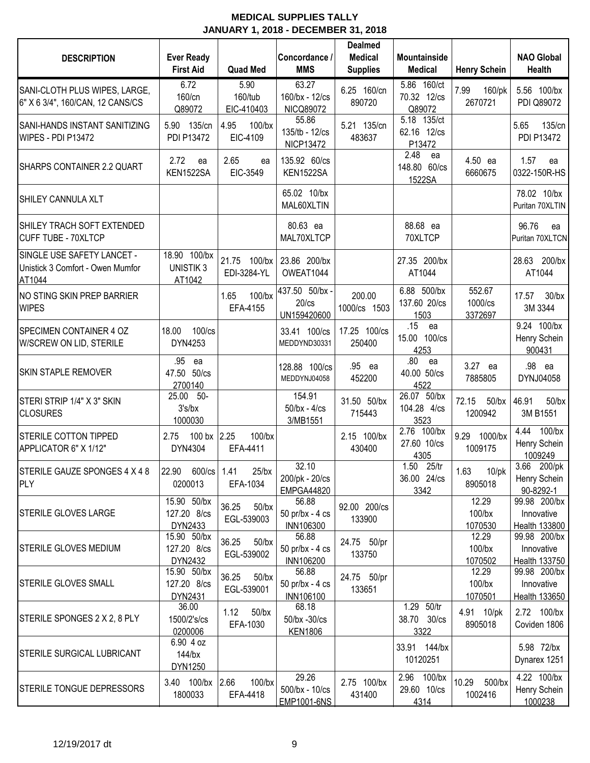# MEDICAL SUPPLIES TALLY
## JANUARY 1, 2018 - DECEMBER 31, 2018

| DESCRIPTION | Ever Ready First Aid | Quad Med | Concordance / MMS | Dealmed Medical Supplies | Mountainside Medical | Henry Schein | NAO Global Health |
|---|---|---|---|---|---|---|---|
| SANI-CLOTH PLUS WIPES, LARGE, 6" X 6 3/4", 160/CAN, 12 CANS/CS | 6.72 160/cn Q89072 | 5.90 160/tub EIC-410403 | 63.27 160/bx - 12/cs NICQ89072 | 6.25 160/cn 890720 | 5.86 160/ct 70.32 12/cs Q89072 | 7.99 160/pk 2670721 | 5.56 100/bx PDI Q89072 |
| SANI-HANDS INSTANT SANITIZING WIPES - PDI P13472 | 5.90 135/cn PDI P13472 | 4.95 100/bx EIC-4109 | 55.86 135/tb - 12/cs NICP13472 | 5.21 135/cn 483637 | 5.18 135/ct 62.16 12/cs P13472 | | 5.65 135/cn PDI P13472 |
| SHARPS CONTAINER 2.2 QUART | 2.72 ea KEN1522SA | 2.65 ea EIC-3549 | 135.92 60/cs KEN1522SA | | 2.48 ea 148.80 60/cs 1522SA | 4.50 ea 6660675 | 1.57 ea 0322-150R-HS |
| SHILEY CANNULA XLT | | | 65.02 10/bx MAL60XLTIN | | | | 78.02 10/bx Puritan 70XLTIN |
| SHILEY TRACH SOFT EXTENDED CUFF TUBE - 70XLTCP | | | 80.63 ea MAL70XLTCP | | 88.68 ea 70XLTCP | | 96.76 ea Puritan 70XLTCN |
| SINGLE USE SAFETY LANCET - Unistick 3 Comfort - Owen Mumfor AT1044 | 18.90 100/bx UNISTIK 3 AT1042 | 21.75 100/bx EDI-3284-YL | 23.86 200/bx OWEAT1044 | | 27.35 200/bx AT1044 | | 28.63 200/bx AT1044 |
| NO STING SKIN PREP BARRIER WIPES | | 1.65 100/bx EFA-4155 | 437.50 50/bx - 20/cs UN159420600 | 200.00 1000/cs 1503 | 6.88 500/bx 137.60 20/cs 1503 | 552.67 1000/cs 3372697 | 17.57 30/bx 3M 3344 |
| SPECIMEN CONTAINER 4 OZ W/SCREW ON LID, STERILE | 18.00 100/cs DYN4253 | | 33.41 100/cs MEDDYND30331 | 17.25 100/cs 250400 | .15 ea 15.00 100/cs 4253 | | 9.24 100/bx Henry Schein 900431 |
| SKIN STAPLE REMOVER | .95 ea 47.50 50/cs 2700140 | | 128.88 100/cs MEDDYNJ04058 | .95 ea 452200 | .80 ea 40.00 50/cs 4522 | 3.27 ea 7885805 | .98 ea DYNJ04058 |
| STERI STRIP 1/4" X 3" SKIN CLOSURES | 25.00 50-3's/bx 1000030 | | 154.91 50/bx - 4/cs 3/MB1551 | 31.50 50/bx 715443 | 26.07 50/bx 104.28 4/cs 3523 | 72.15 50/bx 1200942 | 46.91 50/bx 3M B1551 |
| STERILE COTTON TIPPED APPLICATOR 6" X 1/12" | 2.75 100 bx DYN4304 | 2.25 100/bx EFA-4411 | | 2.15 100/bx 430400 | 2.76 100/bx 27.60 10/cs 4305 | 9.29 1000/bx 1009175 | 4.44 100/bx Henry Schein 1009249 |
| STERILE GAUZE SPONGES 4 X 4 8 PLY | 22.90 600/cs 0200013 | 1.41 25/bx EFA-1034 | 32.10 200/pk - 20/cs EMPGA44820 | | 1.50 25/tr 36.00 24/cs 3342 | 1.63 10/pk 8905018 | 3.66 200/pk Henry Schein 90-8292-1 |
| STERILE GLOVES LARGE | 15.90 50/bx 127.20 8/cs DYN2433 | 36.25 50/bx EGL-539003 | 56.88 50 pr/bx - 4 cs INN106300 | 92.00 200/cs 133900 | | 12.29 100/bx 1070530 | 99.98 200/bx Innovative Health 133800 |
| STERILE GLOVES MEDIUM | 15.90 50/bx 127.20 8/cs DYN2432 | 36.25 50/bx EGL-539002 | 56.88 50 pr/bx - 4 cs INN106200 | 24.75 50/pr 133750 | | 12.29 100/bx 1070502 | 99.98 200/bx Innovative Health 133750 |
| STERILE GLOVES SMALL | 15.90 50/bx 127.20 8/cs DYN2431 | 36.25 50/bx EGL-539001 | 56.88 50 pr/bx - 4 cs INN106100 | 24.75 50/pr 133651 | | 12.29 100/bx 1070501 | 99.98 200/bx Innovative Health 133650 |
| STERILE SPONGES 2 X 2, 8 PLY | 36.00 1500/2's/cs 0200006 | 1.12 50/bx EFA-1030 | 68.18 50/bx -30/cs KEN1806 | | 1.29 50/tr 38.70 30/cs 3322 | 4.91 10/pk 8905018 | 2.72 100/bx Coviden 1806 |
| STERILE SURGICAL LUBRICANT | 6.90 4 oz 144/bx DYN1250 | | | | 33.91 144/bx 10120251 | | 5.98 72/bx Dynarex 1251 |
| STERILE TONGUE DEPRESSORS | 3.40 100/bx 1800033 | 2.66 100/bx EFA-4418 | 29.26 500/bx - 10/cs EMP1001-6NS | 2.75 100/bx 431400 | 2.96 100/bx 29.60 10/cs 4314 | 10.29 500/bx 1002416 | 4.22 100/bx Henry Schein 1000238 |

12/19/2017 dt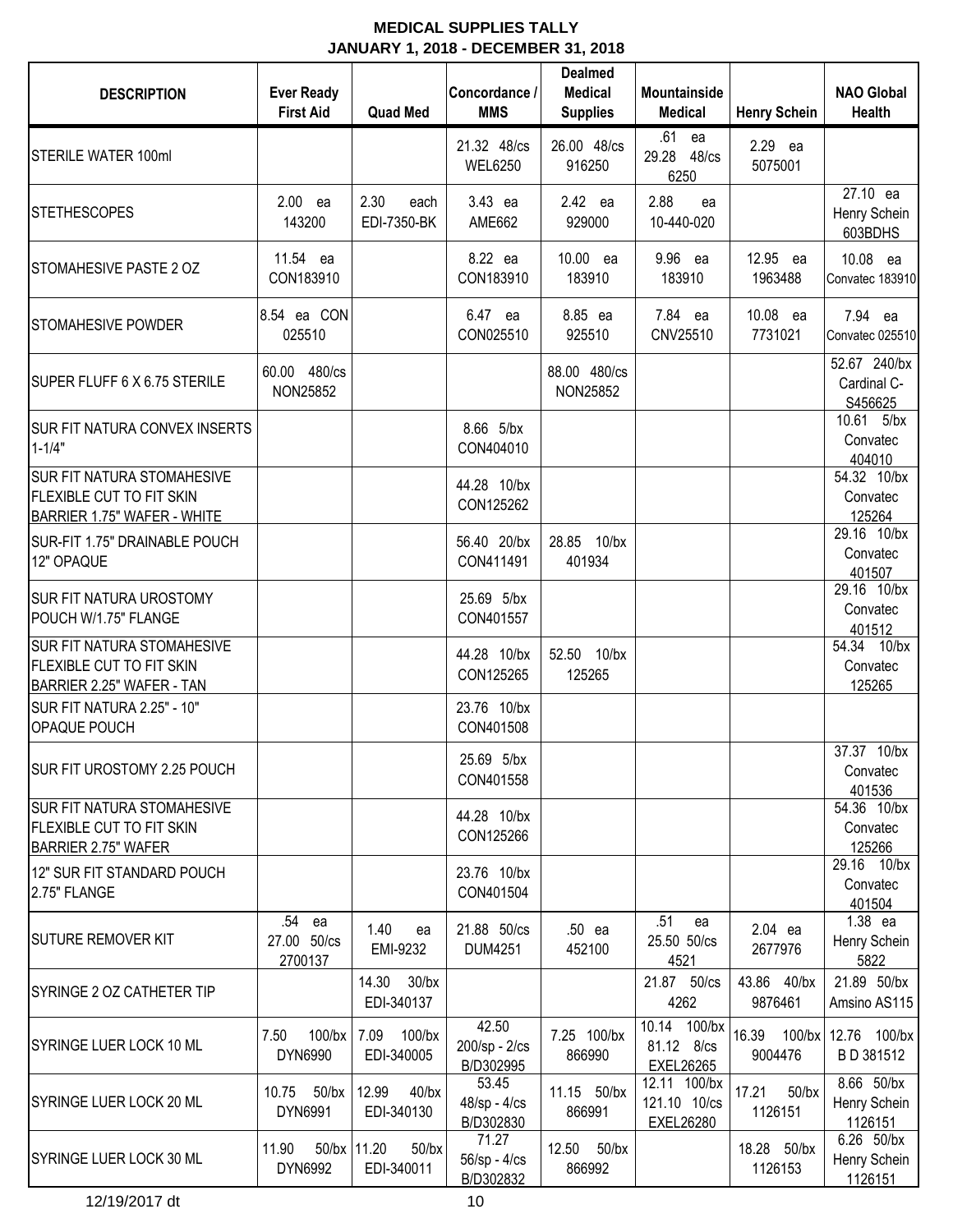**MEDICAL SUPPLIES TALLY**
**JANUARY 1, 2018 - DECEMBER 31, 2018**

| DESCRIPTION | Ever Ready First Aid | Quad Med | Concordance / MMS | Dealmed Medical Supplies | Mountainside Medical | Henry Schein | NAO Global Health |
|---|---|---|---|---|---|---|---|
| STERILE WATER 100ml | | | 21.32 48/cs WEL6250 | 26.00 48/cs 916250 | .61 ea 29.28 48/cs 6250 | 2.29 ea 5075001 | |
| STETHESCOPES | 2.00 ea 143200 | 2.30 each EDI-7350-BK | 3.43 ea AME662 | 2.42 ea 929000 | 2.88 ea 10-440-020 | | 27.10 ea Henry Schein 603BDHS |
| STOMAHESIVE PASTE 2 OZ | 11.54 ea CON183910 | | 8.22 ea CON183910 | 10.00 ea 183910 | 9.96 ea 183910 | 12.95 ea 1963488 | 10.08 ea Convatec 183910 |
| STOMAHESIVE POWDER | 8.54 ea CON 025510 | | 6.47 ea CON025510 | 8.85 ea 925510 | 7.84 ea CNV25510 | 10.08 ea 7731021 | 7.94 ea Convatec 025510 |
| SUPER FLUFF 6 X 6.75 STERILE | 60.00 480/cs NON25852 | | | 88.00 480/cs NON25852 | | | 52.67 240/bx Cardinal C-S456625 |
| SUR FIT NATURA CONVEX INSERTS 1-1/4" | | | 8.66 5/bx CON404010 | | | | 10.61 5/bx Convatec 404010 |
| SUR FIT NATURA STOMAHESIVE FLEXIBLE CUT TO FIT SKIN BARRIER 1.75" WAFER - WHITE | | | 44.28 10/bx CON125262 | | | | 54.32 10/bx Convatec 125264 |
| SUR-FIT 1.75" DRAINABLE POUCH 12" OPAQUE | | | 56.40 20/bx CON411491 | 28.85 10/bx 401934 | | | 29.16 10/bx Convatec 401507 |
| SUR FIT NATURA UROSTOMY POUCH W/1.75" FLANGE | | | 25.69 5/bx CON401557 | | | | 29.16 10/bx Convatec 401512 |
| SUR FIT NATURA STOMAHESIVE FLEXIBLE CUT TO FIT SKIN BARRIER 2.25" WAFER - TAN | | | 44.28 10/bx CON125265 | 52.50 10/bx 125265 | | | 54.34 10/bx Convatec 125265 |
| SUR FIT NATURA 2.25" - 10" OPAQUE POUCH | | | 23.76 10/bx CON401508 | | | | |
| SUR FIT UROSTOMY 2.25 POUCH | | | 25.69 5/bx CON401558 | | | | 37.37 10/bx Convatec 401536 |
| SUR FIT NATURA STOMAHESIVE FLEXIBLE CUT TO FIT SKIN BARRIER 2.75" WAFER | | | 44.28 10/bx CON125266 | | | | 54.36 10/bx Convatec 125266 |
| 12" SUR FIT STANDARD POUCH 2.75" FLANGE | | | 23.76 10/bx CON401504 | | | | 29.16 10/bx Convatec 401504 |
| SUTURE REMOVER KIT | .54 ea 27.00 50/cs 2700137 | 1.40 ea EMI-9232 | 21.88 50/cs DUM4251 | .50 ea 452100 | .51 ea 25.50 50/cs 4521 | 2.04 ea 2677976 | 1.38 ea Henry Schein 5822 |
| SYRINGE 2 OZ CATHETER TIP | | 14.30 30/bx EDI-340137 | | | 21.87 50/cs 4262 | 43.86 40/bx 9876461 | 21.89 50/bx Amsino AS115 |
| SYRINGE LUER LOCK 10 ML | 7.50 100/bx DYN6990 | 7.09 100/bx EDI-340005 | 42.50 200/sp - 2/cs B/D302995 | 7.25 100/bx 866990 | 10.14 100/bx 81.12 8/cs EXEL26265 | 16.39 100/bx 9004476 | 12.76 100/bx B D 381512 |
| SYRINGE LUER LOCK 20 ML | 10.75 50/bx DYN6991 | 12.99 40/bx EDI-340130 | 53.45 48/sp - 4/cs B/D302830 | 11.15 50/bx 866991 | 12.11 100/bx 121.10 10/cs EXEL26280 | 17.21 50/bx 1126151 | 8.66 50/bx Henry Schein 1126151 |
| SYRINGE LUER LOCK 30 ML | 11.90 50/bx DYN6992 | 11.20 50/bx EDI-340011 | 71.27 56/sp - 4/cs B/D302832 | 12.50 50/bx 866992 | | 18.28 50/bx 1126153 | 6.26 50/bx Henry Schein 1126151 |

12/19/2017 dt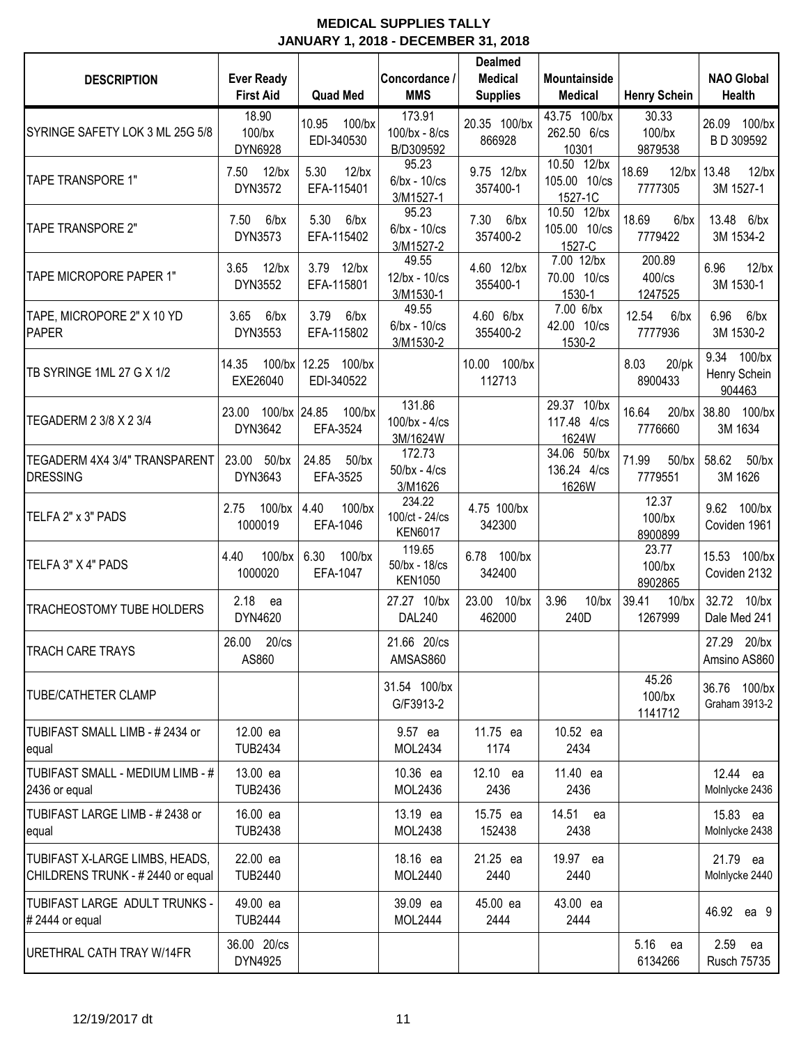**MEDICAL SUPPLIES TALLY**
**JANUARY 1, 2018 - DECEMBER 31, 2018**

| DESCRIPTION | Ever Ready First Aid | Quad Med | Concordance / MMS | Dealmed Medical Supplies | Mountainside Medical | Henry Schein | NAO Global Health |
|---|---|---|---|---|---|---|---|
| SYRINGE SAFETY LOK 3 ML 25G 5/8 | 18.90 100/bx DYN6928 | 10.95 100/bx EDI-340530 | 173.91 100/bx - 8/cs B/D309592 | 20.35 100/bx 866928 | 43.75 100/bx 262.50 6/cs 10301 | 30.33 100/bx 9879538 | 26.09 100/bx B D 309592 |
| TAPE TRANSPORE 1" | 7.50 12/bx DYN3572 | 5.30 12/bx EFA-115401 | 95.23 6/bx - 10/cs 3/M1527-1 | 9.75 12/bx 357400-1 | 10.50 12/bx 105.00 10/cs 1527-1C | 18.69 12/bx 7777305 | 13.48 12/bx 3M 1527-1 |
| TAPE TRANSPORE 2" | 7.50 6/bx DYN3573 | 5.30 6/bx EFA-115402 | 95.23 6/bx - 10/cs 3/M1527-2 | 7.30 6/bx 357400-2 | 10.50 12/bx 105.00 10/cs 1527-C | 18.69 6/bx 7779422 | 13.48 6/bx 3M 1534-2 |
| TAPE MICROPORE PAPER 1" | 3.65 12/bx DYN3552 | 3.79 12/bx EFA-115801 | 49.55 12/bx - 10/cs 3/M1530-1 | 4.60 12/bx 355400-1 | 7.00 12/bx 70.00 10/cs 1530-1 | 200.89 400/cs 1247525 | 6.96 12/bx 3M 1530-1 |
| TAPE, MICROPORE 2" X 10 YD PAPER | 3.65 6/bx DYN3553 | 3.79 6/bx EFA-115802 | 49.55 6/bx - 10/cs 3/M1530-2 | 4.60 6/bx 355400-2 | 7.00 6/bx 42.00 10/cs 1530-2 | 12.54 6/bx 7777936 | 6.96 6/bx 3M 1530-2 |
| TB SYRINGE 1ML 27 G X 1/2 | 14.35 100/bx EXE26040 | 12.25 100/bx EDI-340522 | | 10.00 100/bx 112713 | | 8.03 20/pk 8900433 | 9.34 100/bx Henry Schein 904463 |
| TEGADERM 2 3/8 X 2 3/4 | 23.00 100/bx DYN3642 | 24.85 100/bx EFA-3524 | 131.86 100/bx - 4/cs 3M/1624W | | 29.37 10/bx 117.48 4/cs 1624W | 16.64 20/bx 7776660 | 38.80 100/bx 3M 1634 |
| TEGADERM 4X4 3/4" TRANSPARENT DRESSING | 23.00 50/bx DYN3643 | 24.85 50/bx EFA-3525 | 172.73 50/bx - 4/cs 3/M1626 | | 34.06 50/bx 136.24 4/cs 1626W | 71.99 50/bx 7779551 | 58.62 50/bx 3M 1626 |
| TELFA 2" x 3" PADS | 2.75 100/bx 1000019 | 4.40 100/bx EFA-1046 | 234.22 100/ct - 24/cs KEN6017 | 4.75 100/bx 342300 | | 12.37 100/bx 8900899 | 9.62 100/bx Coviden 1961 |
| TELFA 3" X 4" PADS | 4.40 100/bx 1000020 | 6.30 100/bx EFA-1047 | 119.65 50/bx - 18/cs KEN1050 | 6.78 100/bx 342400 | | 23.77 100/bx 8902865 | 15.53 100/bx Coviden 2132 |
| TRACHEOSTOMY TUBE HOLDERS | 2.18 ea DYN4620 | | 27.27 10/bx DAL240 | 23.00 10/bx 462000 | 3.96 10/bx 240D | 39.41 10/bx 1267999 | 32.72 10/bx Dale Med 241 |
| TRACH CARE TRAYS | 26.00 20/cs AS860 | | 21.66 20/cs AMSAS860 | | | | 27.29 20/bx Amsino AS860 |
| TUBE/CATHETER CLAMP | | | 31.54 100/bx G/F3913-2 | | | 45.26 100/bx 1141712 | 36.76 100/bx Graham 3913-2 |
| TUBIFAST SMALL LIMB - # 2434 or equal | 12.00 ea TUB2434 | | 9.57 ea MOL2434 | 11.75 ea 1174 | 10.52 ea 2434 | | |
| TUBIFAST SMALL - MEDIUM LIMB - # 2436 or equal | 13.00 ea TUB2436 | | 10.36 ea MOL2436 | 12.10 ea 2436 | 11.40 ea 2436 | | 12.44 ea Molnlycke 2436 |
| TUBIFAST LARGE LIMB - # 2438 or equal | 16.00 ea TUB2438 | | 13.19 ea MOL2438 | 15.75 ea 152438 | 14.51 ea 2438 | | 15.83 ea Molnlycke 2438 |
| TUBIFAST X-LARGE LIMBS, HEADS, CHILDRENS TRUNK - # 2440 or equal | 22.00 ea TUB2440 | | 18.16 ea MOL2440 | 21.25 ea 2440 | 19.97 ea 2440 | | 21.79 ea Molnlycke 2440 |
| TUBIFAST LARGE ADULT TRUNKS - # 2444 or equal | 49.00 ea TUB2444 | | 39.09 ea MOL2444 | 45.00 ea 2444 | 43.00 ea 2444 | | 46.92 ea 9 |
| URETHRAL CATH TRAY W/14FR | 36.00 20/cs DYN4925 | | | | | 5.16 ea 6134266 | 2.59 ea Rusch 75735 |

12/19/2017 dt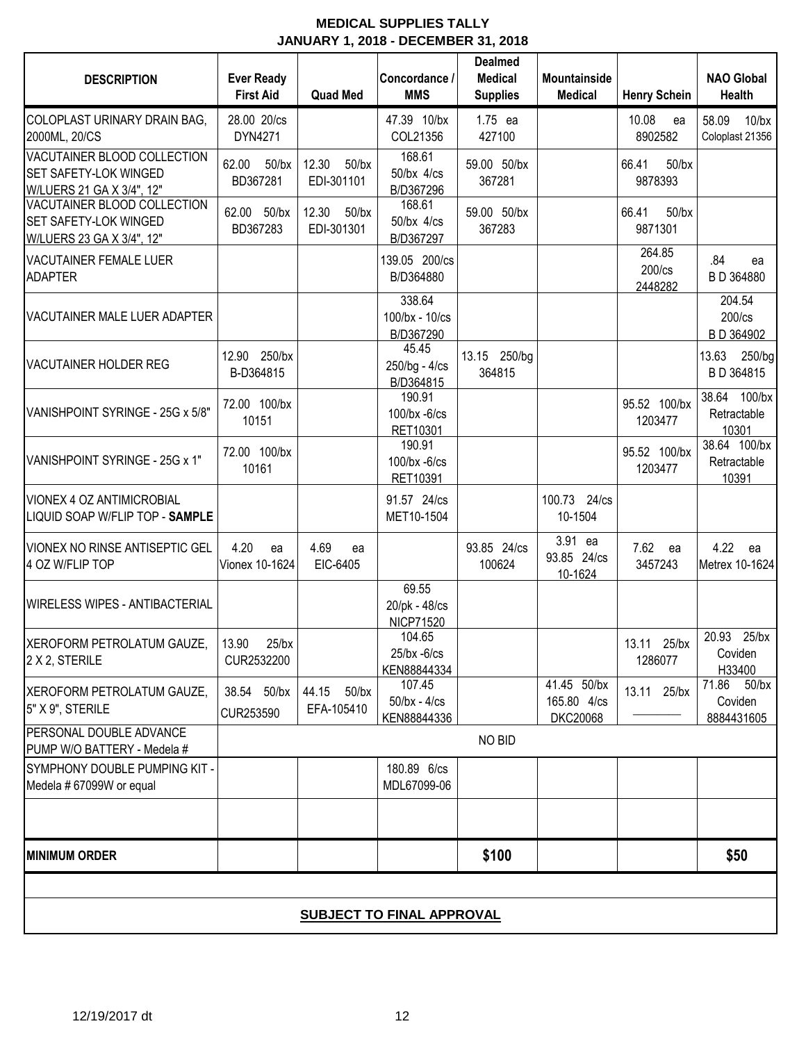**MEDICAL SUPPLIES TALLY**
**JANUARY 1, 2018 - DECEMBER 31, 2018**

| DESCRIPTION | Ever Ready First Aid | Quad Med | Concordance / MMS | Dealmed Medical Supplies | Mountainside Medical | Henry Schein | NAO Global Health |
|---|---|---|---|---|---|---|---|
| COLOPLAST URINARY DRAIN BAG, 2000ML, 20/CS | 28.00 20/cs DYN4271 | | 47.39 10/bx COL21356 | 1.75 ea 427100 | | 10.08 ea 8902582 | 58.09 10/bx Coloplast 21356 |
| VACUTAINER BLOOD COLLECTION SET SAFETY-LOK WINGED W/LUERS 21 GA X 3/4", 12" | 62.00 50/bx BD367281 | 12.30 50/bx EDI-301101 | 168.61 50/bx 4/cs B/D367296 | 59.00 50/bx 367281 | | 66.41 50/bx 9878393 | |
| VACUTAINER BLOOD COLLECTION SET SAFETY-LOK WINGED W/LUERS 23 GA X 3/4", 12" | 62.00 50/bx BD367283 | 12.30 50/bx EDI-301301 | 168.61 50/bx 4/cs B/D367297 | 59.00 50/bx 367283 | | 66.41 50/bx 9871301 | |
| VACUTAINER FEMALE LUER ADAPTER | | | 139.05 200/cs B/D364880 | | | 264.85 200/cs 2448282 | .84 ea B D 364880 |
| VACUTAINER MALE LUER ADAPTER | | | 338.64 100/bx - 10/cs B/D367290 | | | | 204.54 200/cs B D 364902 |
| VACUTAINER HOLDER REG | 12.90 250/bx B-D364815 | | 45.45 250/bg - 4/cs B/D364815 | 13.15 250/bg 364815 | | | 13.63 250/bg B D 364815 |
| VANISHPOINT SYRINGE - 25G x 5/8" | 72.00 100/bx 10151 | | 190.91 100/bx -6/cs RET10301 | | | 95.52 100/bx 1203477 | 38.64 100/bx Retractable 10301 |
| VANISHPOINT SYRINGE - 25G x 1" | 72.00 100/bx 10161 | | 190.91 100/bx -6/cs RET10391 | | | 95.52 100/bx 1203477 | 38.64 100/bx Retractable 10391 |
| VIONEX 4 OZ ANTIMICROBIAL LIQUID SOAP W/FLIP TOP - **SAMPLE** | | | 91.57 24/cs MET10-1504 | | 100.73 24/cs 10-1504 | | |
| VIONEX NO RINSE ANTISEPTIC GEL 4 OZ W/FLIP TOP | 4.20 ea Vionex 10-1624 | 4.69 ea EIC-6405 | | 93.85 24/cs 100624 | 3.91 ea 93.85 24/cs 10-1624 | 7.62 ea 3457243 | 4.22 ea Metrex 10-1624 |
| WIRELESS WIPES - ANTIBACTERIAL | | | 69.55 20/pk - 48/cs NICP71520 | | | | |
| XEROFORM PETROLATUM GAUZE, 2 X 2, STERILE | 13.90 25/bx CUR2532200 | | 104.65 25/bx -6/cs KEN88844334 | | | 13.11 25/bx 1286077 | 20.93 25/bx Coviden H33400 |
| XEROFORM PETROLATUM GAUZE, 5" X 9", STERILE | 38.54 50/bx CUR253590 | 44.15 50/bx EFA-105410 | 107.45 50/bx - 4/cs KEN88844336 | | 41.45 50/bx 165.80 4/cs DKC20068 | 13.11 25/bx ________ | 71.86 50/bx Coviden 8884431605 |
| PERSONAL DOUBLE ADVANCE PUMP W/O BATTERY - Medela # | | | | NO BID | | | |
| SYMPHONY DOUBLE PUMPING KIT - Medela # 67099W or equal | | | 180.89 6/cs MDL67099-06 | | | | |
| | | | | | | | |
| **MINIMUM ORDER** | | | | **$100** | | | **$50** |

**SUBJECT TO FINAL APPROVAL**

12/19/2017 dt